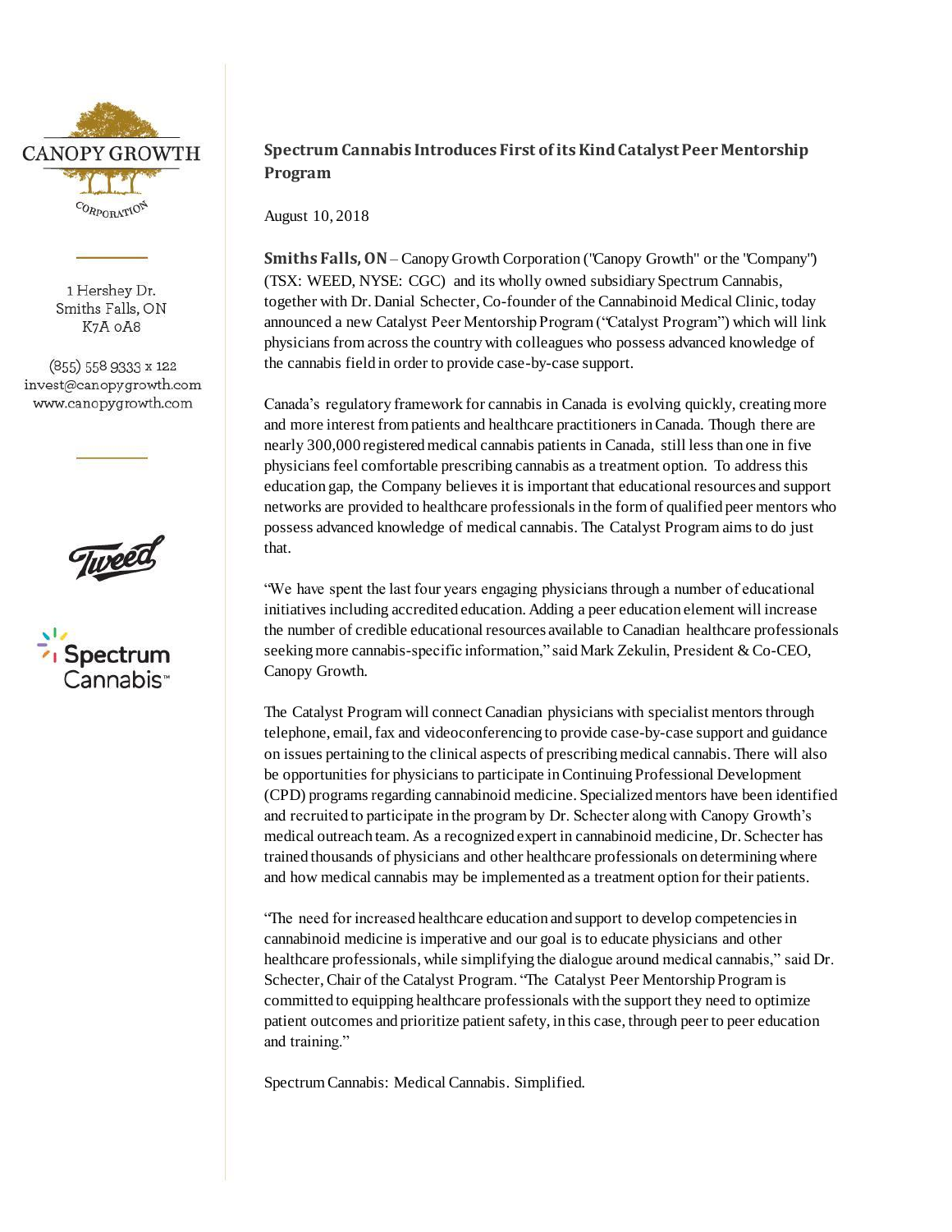CANOPY GROWTH CORPORATION

1 Hershey Dr.
Smiths Falls, ON
K7A 0A8

(855) 558 9333 x 122
invest@canopygrowth.com
www.canopygrowth.com

## Spectrum Cannabis Introduces First of its Kind Catalyst Peer Mentorship Program

August 10, 2018

**Smiths Falls, ON** – Canopy Growth Corporation ("Canopy Growth" or the "Company") (TSX: WEED, NYSE: CGC) and its wholly owned subsidiary Spectrum Cannabis, together with Dr. Danial Schecter, Co-founder of the Cannabinoid Medical Clinic, today announced a new Catalyst Peer Mentorship Program ("Catalyst Program") which will link physicians from across the country with colleagues who possess advanced knowledge of the cannabis field in order to provide case-by-case support.

Canada's regulatory framework for cannabis in Canada is evolving quickly, creating more and more interest from patients and healthcare practitioners in Canada. Though there are nearly 300,000 registered medical cannabis patients in Canada, still less than one in five physicians feel comfortable prescribing cannabis as a treatment option. To address this education gap, the Company believes it is important that educational resources and support networks are provided to healthcare professionals in the form of qualified peer mentors who possess advanced knowledge of medical cannabis. The Catalyst Program aims to do just that.

"We have spent the last four years engaging physicians through a number of educational initiatives including accredited education. Adding a peer education element will increase the number of credible educational resources available to Canadian healthcare professionals seeking more cannabis-specific information," said Mark Zekulin, President & Co-CEO, Canopy Growth.

The Catalyst Program will connect Canadian physicians with specialist mentors through telephone, email, fax and videoconferencing to provide case-by-case support and guidance on issues pertaining to the clinical aspects of prescribing medical cannabis. There will also be opportunities for physicians to participate in Continuing Professional Development (CPD) programs regarding cannabinoid medicine. Specialized mentors have been identified and recruited to participate in the program by Dr. Schecter along with Canopy Growth's medical outreach team. As a recognized expert in cannabinoid medicine, Dr. Schecter has trained thousands of physicians and other healthcare professionals on determining where and how medical cannabis may be implemented as a treatment option for their patients.

"The need for increased healthcare education and support to develop competencies in cannabinoid medicine is imperative and our goal is to educate physicians and other healthcare professionals, while simplifying the dialogue around medical cannabis," said Dr. Schecter, Chair of the Catalyst Program. "The Catalyst Peer Mentorship Program is committed to equipping healthcare professionals with the support they need to optimize patient outcomes and prioritize patient safety, in this case, through peer to peer education and training."

Spectrum Cannabis: Medical Cannabis. Simplified.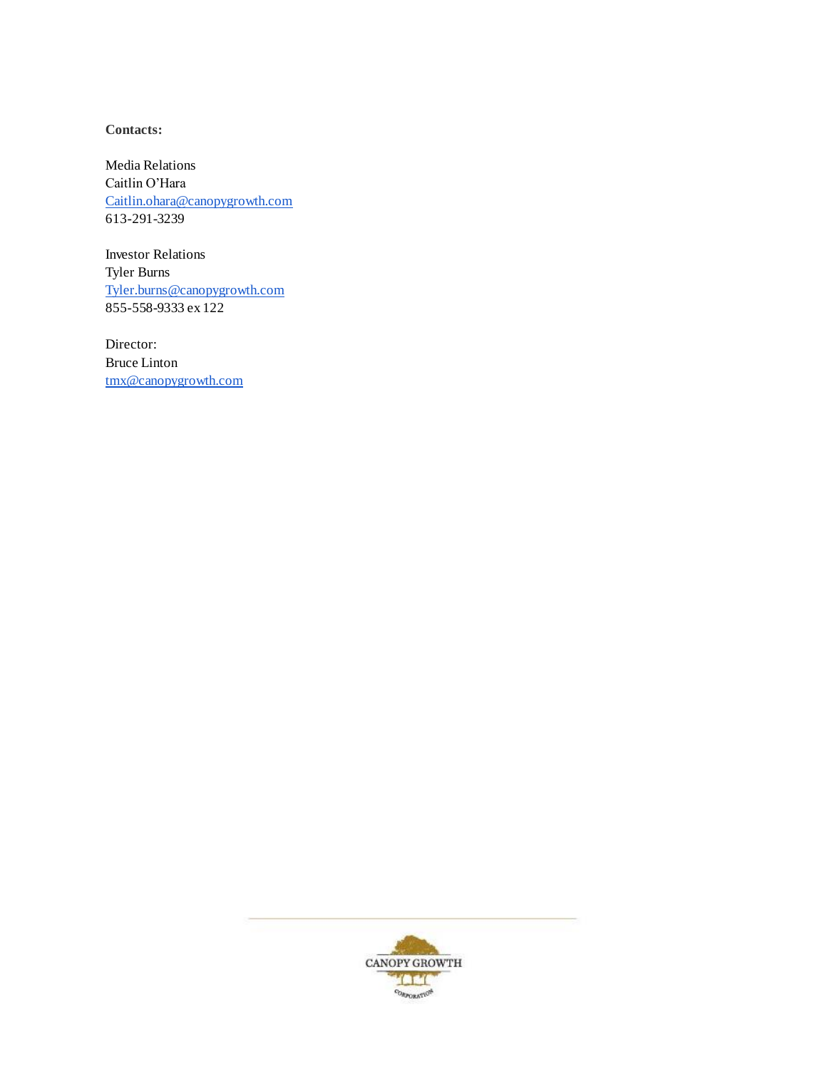**Contacts:**

Media Relations
Caitlin O'Hara
Caitlin.ohara@canopygrowth.com
613-291-3239

Investor Relations
Tyler Burns
Tyler.burns@canopygrowth.com
855-558-9333 ex 122

Director:
Bruce Linton
tmx@canopygrowth.com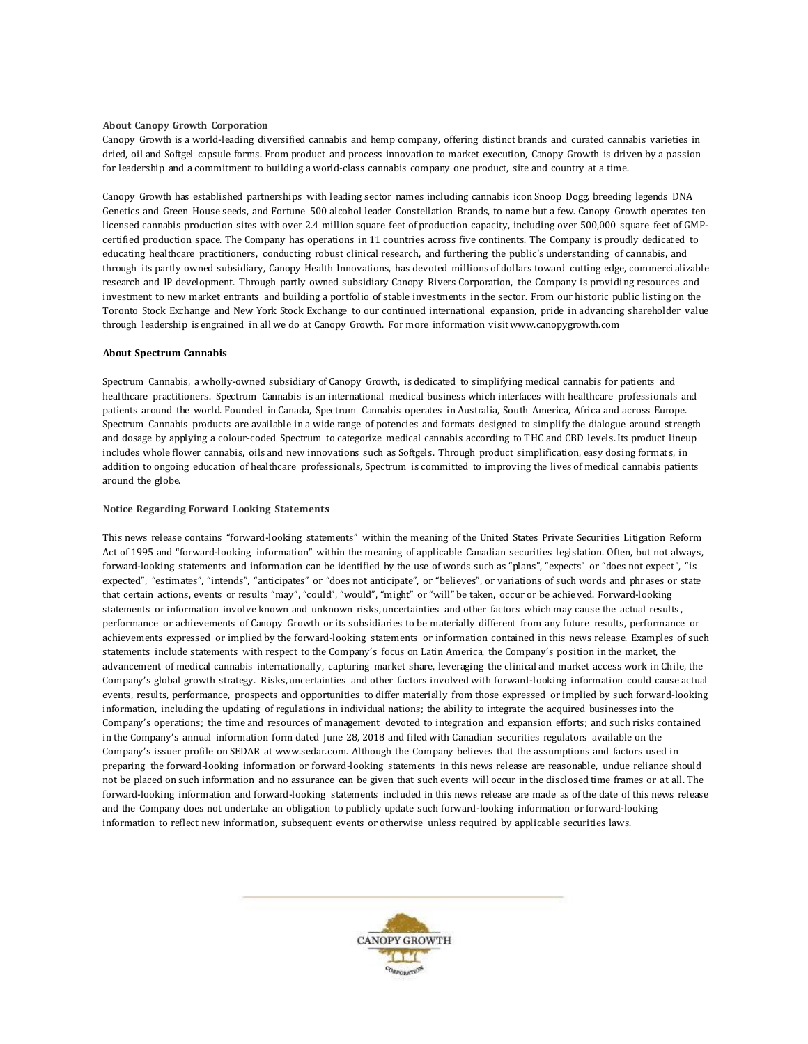**About Canopy Growth Corporation**

Canopy Growth is a world-leading diversified cannabis and hemp company, offering distinct brands and curated cannabis varieties in dried, oil and Softgel capsule forms. From product and process innovation to market execution, Canopy Growth is driven by a passion for leadership and a commitment to building a world-class cannabis company one product, site and country at a time.

Canopy Growth has established partnerships with leading sector names including cannabis icon Snoop Dogg, breeding legends DNA Genetics and Green House seeds, and Fortune 500 alcohol leader Constellation Brands, to name but a few. Canopy Growth operates ten licensed cannabis production sites with over 2.4 million square feet of production capacity, including over 500,000 square feet of GMP-certified production space. The Company has operations in 11 countries across five continents. The Company is proudly dedicated to educating healthcare practitioners, conducting robust clinical research, and furthering the public's understanding of cannabis, and through its partly owned subsidiary, Canopy Health Innovations, has devoted millions of dollars toward cutting edge, commercializable research and IP development. Through partly owned subsidiary Canopy Rivers Corporation, the Company is providing resources and investment to new market entrants and building a portfolio of stable investments in the sector. From our historic public listing on the Toronto Stock Exchange and New York Stock Exchange to our continued international expansion, pride in advancing shareholder value through leadership is engrained in all we do at Canopy Growth. For more information visit www.canopygrowth.com

**About Spectrum Cannabis**

Spectrum Cannabis, a wholly-owned subsidiary of Canopy Growth, is dedicated to simplifying medical cannabis for patients and healthcare practitioners. Spectrum Cannabis is an international medical business which interfaces with healthcare professionals and patients around the world. Founded in Canada, Spectrum Cannabis operates in Australia, South America, Africa and across Europe. Spectrum Cannabis products are available in a wide range of potencies and formats designed to simplify the dialogue around strength and dosage by applying a colour-coded Spectrum to categorize medical cannabis according to THC and CBD levels. Its product lineup includes whole flower cannabis, oils and new innovations such as Softgels. Through product simplification, easy dosing formats, in addition to ongoing education of healthcare professionals, Spectrum is committed to improving the lives of medical cannabis patients around the globe.

**Notice Regarding Forward Looking Statements**

This news release contains "forward-looking statements" within the meaning of the United States Private Securities Litigation Reform Act of 1995 and "forward-looking information" within the meaning of applicable Canadian securities legislation. Often, but not always, forward-looking statements and information can be identified by the use of words such as "plans", "expects" or "does not expect", "is expected", "estimates", "intends", "anticipates" or "does not anticipate", or "believes", or variations of such words and phrases or state that certain actions, events or results "may", "could", "would", "might" or "will" be taken, occur or be achieved. Forward-looking statements or information involve known and unknown risks, uncertainties and other factors which may cause the actual results, performance or achievements of Canopy Growth or its subsidiaries to be materially different from any future results, performance or achievements expressed or implied by the forward-looking statements or information contained in this news release. Examples of such statements include statements with respect to the Company's focus on Latin America, the Company's position in the market, the advancement of medical cannabis internationally, capturing market share, leveraging the clinical and market access work in Chile, the Company's global growth strategy. Risks, uncertainties and other factors involved with forward-looking information could cause actual events, results, performance, prospects and opportunities to differ materially from those expressed or implied by such forward-looking information, including the updating of regulations in individual nations; the ability to integrate the acquired businesses into the Company's operations; the time and resources of management devoted to integration and expansion efforts; and such risks contained in the Company's annual information form dated June 28, 2018 and filed with Canadian securities regulators available on the Company's issuer profile on SEDAR at www.sedar.com. Although the Company believes that the assumptions and factors used in preparing the forward-looking information or forward-looking statements in this news release are reasonable, undue reliance should not be placed on such information and no assurance can be given that such events will occur in the disclosed time frames or at all. The forward-looking information and forward-looking statements included in this news release are made as of the date of this news release and the Company does not undertake an obligation to publicly update such forward-looking information or forward-looking information to reflect new information, subsequent events or otherwise unless required by applicable securities laws.